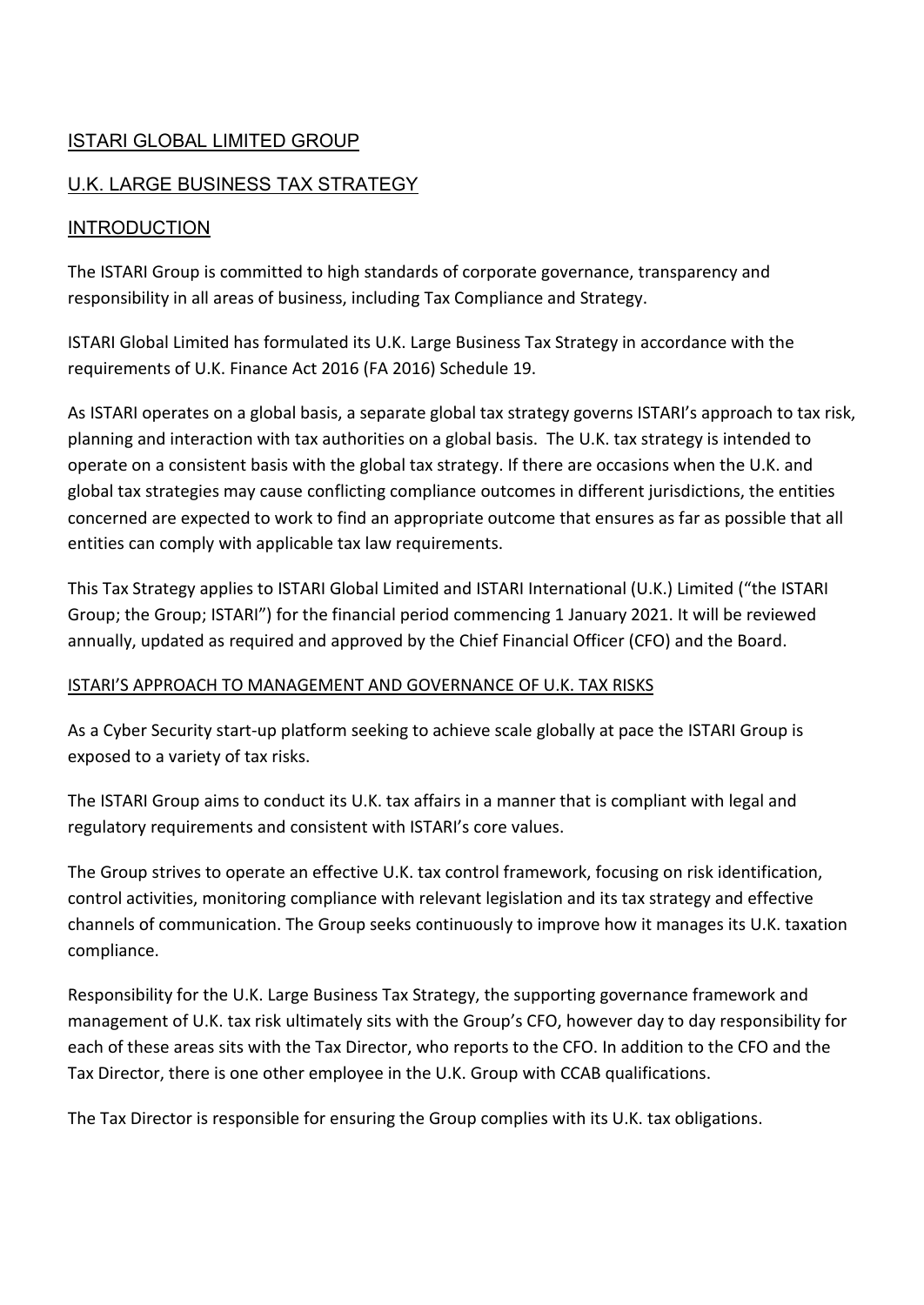# ISTARI GLOBAL LIMITED GROUP

## U.K. LARGE BUSINESS TAX STRATEGY

## INTRODUCTION

The ISTARI Group is committed to high standards of corporate governance, transparency and responsibility in all areas of business, including Tax Compliance and Strategy.

ISTARI Global Limited has formulated its U.K. Large Business Tax Strategy in accordance with the requirements of U.K. Finance Act 2016 (FA 2016) Schedule 19.

As ISTARI operates on a global basis, a separate global tax strategy governs ISTARI's approach to tax risk, planning and interaction with tax authorities on a global basis. The U.K. tax strategy is intended to operate on a consistent basis with the global tax strategy. If there are occasions when the U.K. and global tax strategies may cause conflicting compliance outcomes in different jurisdictions, the entities concerned are expected to work to find an appropriate outcome that ensures as far as possible that all entities can comply with applicable tax law requirements.

This Tax Strategy applies to ISTARI Global Limited and ISTARI International (U.K.) Limited ("the ISTARI Group; the Group; ISTARI") for the financial period commencing 1 January 2021. It will be reviewed annually, updated as required and approved by the Chief Financial Officer (CFO) and the Board.

### ISTARI'S APPROACH TO MANAGEMENT AND GOVERNANCE OF U.K. TAX RISKS

As a Cyber Security start-up platform seeking to achieve scale globally at pace the ISTARI Group is exposed to a variety of tax risks.

The ISTARI Group aims to conduct its U.K. tax affairs in a manner that is compliant with legal and regulatory requirements and consistent with ISTARI's core values.

The Group strives to operate an effective U.K. tax control framework, focusing on risk identification, control activities, monitoring compliance with relevant legislation and its tax strategy and effective channels of communication. The Group seeks continuously to improve how it manages its U.K. taxation compliance.

Responsibility for the U.K. Large Business Tax Strategy, the supporting governance framework and management of U.K. tax risk ultimately sits with the Group's CFO, however day to day responsibility for each of these areas sits with the Tax Director, who reports to the CFO. In addition to the CFO and the Tax Director, there is one other employee in the U.K. Group with CCAB qualifications.

The Tax Director is responsible for ensuring the Group complies with its U.K. tax obligations.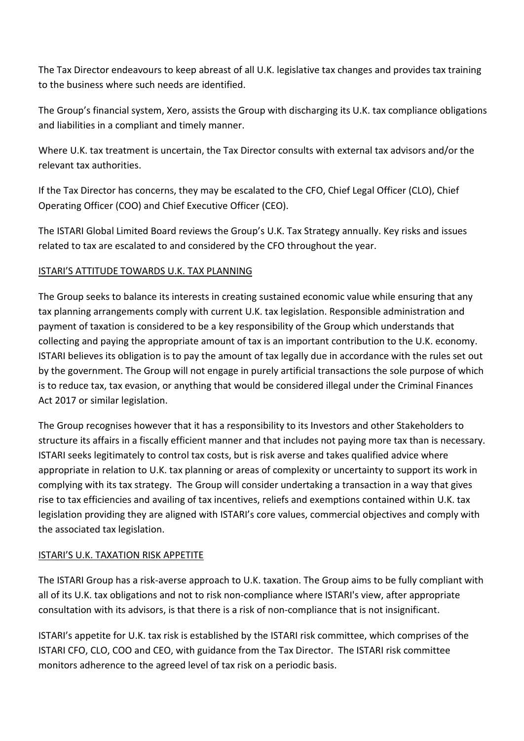The Tax Director endeavours to keep abreast of all U.K. legislative tax changes and provides tax training to the business where such needs are identified.

The Group's financial system, Xero, assists the Group with discharging its U.K. tax compliance obligations and liabilities in a compliant and timely manner.

Where U.K. tax treatment is uncertain, the Tax Director consults with external tax advisors and/or the relevant tax authorities.

If the Tax Director has concerns, they may be escalated to the CFO, Chief Legal Officer (CLO), Chief Operating Officer (COO) and Chief Executive Officer (CEO).

The ISTARI Global Limited Board reviews the Group's U.K. Tax Strategy annually. Key risks and issues related to tax are escalated to and considered by the CFO throughout the year.

## ISTARI'S ATTITUDE TOWARDS U.K. TAX PLANNING

The Group seeks to balance its interests in creating sustained economic value while ensuring that any tax planning arrangements comply with current U.K. tax legislation. Responsible administration and payment of taxation is considered to be a key responsibility of the Group which understands that collecting and paying the appropriate amount of tax is an important contribution to the U.K. economy. ISTARI believes its obligation is to pay the amount of tax legally due in accordance with the rules set out by the government. The Group will not engage in purely artificial transactions the sole purpose of which is to reduce tax, tax evasion, or anything that would be considered illegal under the Criminal Finances Act 2017 or similar legislation.

The Group recognises however that it has a responsibility to its Investors and other Stakeholders to structure its affairs in a fiscally efficient manner and that includes not paying more tax than is necessary. ISTARI seeks legitimately to control tax costs, but is risk averse and takes qualified advice where appropriate in relation to U.K. tax planning or areas of complexity or uncertainty to support its work in complying with its tax strategy. The Group will consider undertaking a transaction in a way that gives rise to tax efficiencies and availing of tax incentives, reliefs and exemptions contained within U.K. tax legislation providing they are aligned with ISTARI's core values, commercial objectives and comply with the associated tax legislation.

## ISTARI'S U.K. TAXATION RISK APPETITE

The ISTARI Group has a risk-averse approach to U.K. taxation. The Group aims to be fully compliant with all of its U.K. tax obligations and not to risk non-compliance where ISTARI's view, after appropriate consultation with its advisors, is that there is a risk of non-compliance that is not insignificant.

ISTARI's appetite for U.K. tax risk is established by the ISTARI risk committee, which comprises of the ISTARI CFO, CLO, COO and CEO, with guidance from the Tax Director. The ISTARI risk committee monitors adherence to the agreed level of tax risk on a periodic basis.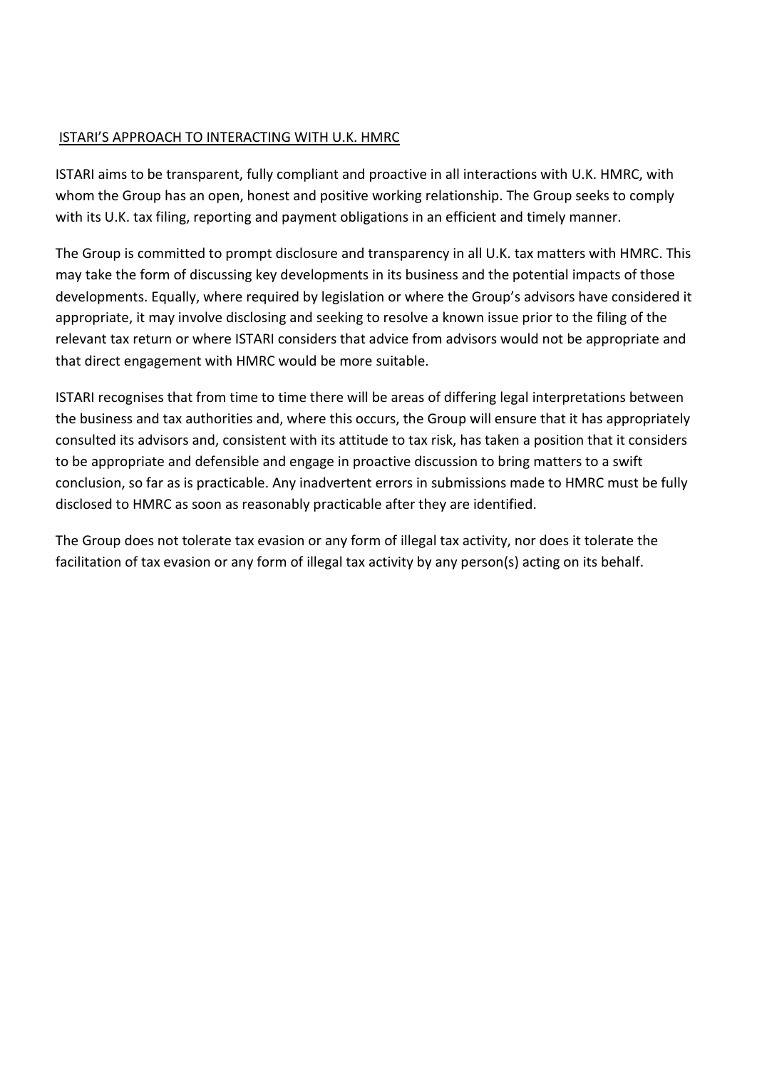## ISTARI'S APPROACH TO INTERACTING WITH U.K. HMRC

ISTARI aims to be transparent, fully compliant and proactive in all interactions with U.K. HMRC, with whom the Group has an open, honest and positive working relationship. The Group seeks to comply with its U.K. tax filing, reporting and payment obligations in an efficient and timely manner.

The Group is committed to prompt disclosure and transparency in all U.K. tax matters with HMRC. This may take the form of discussing key developments in its business and the potential impacts of those developments. Equally, where required by legislation or where the Group's advisors have considered it appropriate, it may involve disclosing and seeking to resolve a known issue prior to the filing of the relevant tax return or where ISTARI considers that advice from advisors would not be appropriate and that direct engagement with HMRC would be more suitable.

ISTARI recognises that from time to time there will be areas of differing legal interpretations between the business and tax authorities and, where this occurs, the Group will ensure that it has appropriately consulted its advisors and, consistent with its attitude to tax risk, has taken a position that it considers to be appropriate and defensible and engage in proactive discussion to bring matters to a swift conclusion, so far as is practicable. Any inadvertent errors in submissions made to HMRC must be fully disclosed to HMRC as soon as reasonably practicable after they are identified.

The Group does not tolerate tax evasion or any form of illegal tax activity, nor does it tolerate the facilitation of tax evasion or any form of illegal tax activity by any person(s) acting on its behalf.